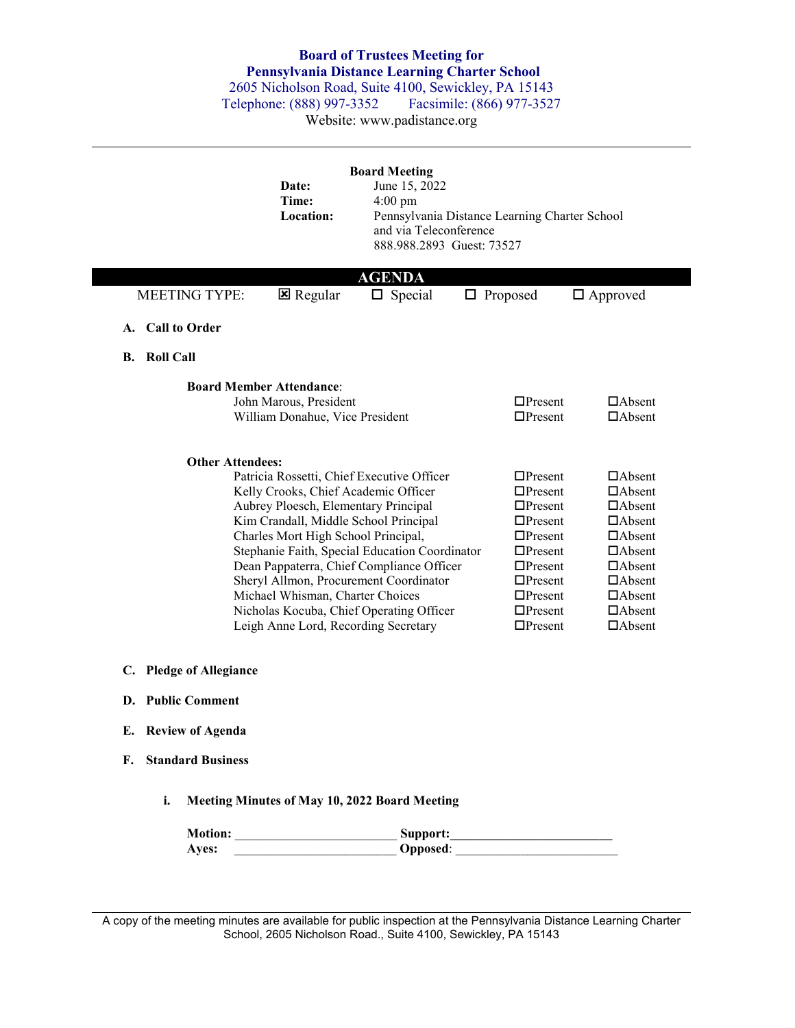**Board of Trustees Meeting for**
**Pennsylvania Distance Learning Charter School**
2605 Nicholson Road, Suite 4100, Sewickley, PA 15143
Telephone: (888) 997-3352 Facsimile: (866) 977-3527
Website: www.padistance.org

---

**Board Meeting**

**Date:** June 15, 2022
**Time:** 4:00 pm
**Location:** Pennsylvania Distance Learning Charter School and via Teleconference 888.988.2893 Guest: 73527

## AGENDA

MEETING TYPE: ☒ Regular ☐ Special ☐ Proposed ☐ Approved

**A. Call to Order**

**B. Roll Call**

**Board Member Attendance**:

| | | |
|---|---|---|
| John Marous, President | ☐Present | ☐Absent |
| William Donahue, Vice President | ☐Present | ☐Absent |

**Other Attendees:**

| | | |
|---|---|---|
| Patricia Rossetti, Chief Executive Officer | ☐Present | ☐Absent |
| Kelly Crooks, Chief Academic Officer | ☐Present | ☐Absent |
| Aubrey Ploesch, Elementary Principal | ☐Present | ☐Absent |
| Kim Crandall, Middle School Principal | ☐Present | ☐Absent |
| Charles Mort High School Principal, | ☐Present | ☐Absent |
| Stephanie Faith, Special Education Coordinator | ☐Present | ☐Absent |
| Dean Pappaterra, Chief Compliance Officer | ☐Present | ☐Absent |
| Sheryl Allmon, Procurement Coordinator | ☐Present | ☐Absent |
| Michael Whisman, Charter Choices | ☐Present | ☐Absent |
| Nicholas Kocuba, Chief Operating Officer | ☐Present | ☐Absent |
| Leigh Anne Lord, Recording Secretary | ☐Present | ☐Absent |

**C. Pledge of Allegiance**

**D. Public Comment**

**E. Review of Agenda**

**F. Standard Business**

**i. Meeting Minutes of May 10, 2022 Board Meeting**

**Motion:** ________________________ **Support:**________________________
**Ayes:** ________________________ **Opposed**: ________________________

---

A copy of the meeting minutes are available for public inspection at the Pennsylvania Distance Learning Charter School, 2605 Nicholson Road., Suite 4100, Sewickley, PA 15143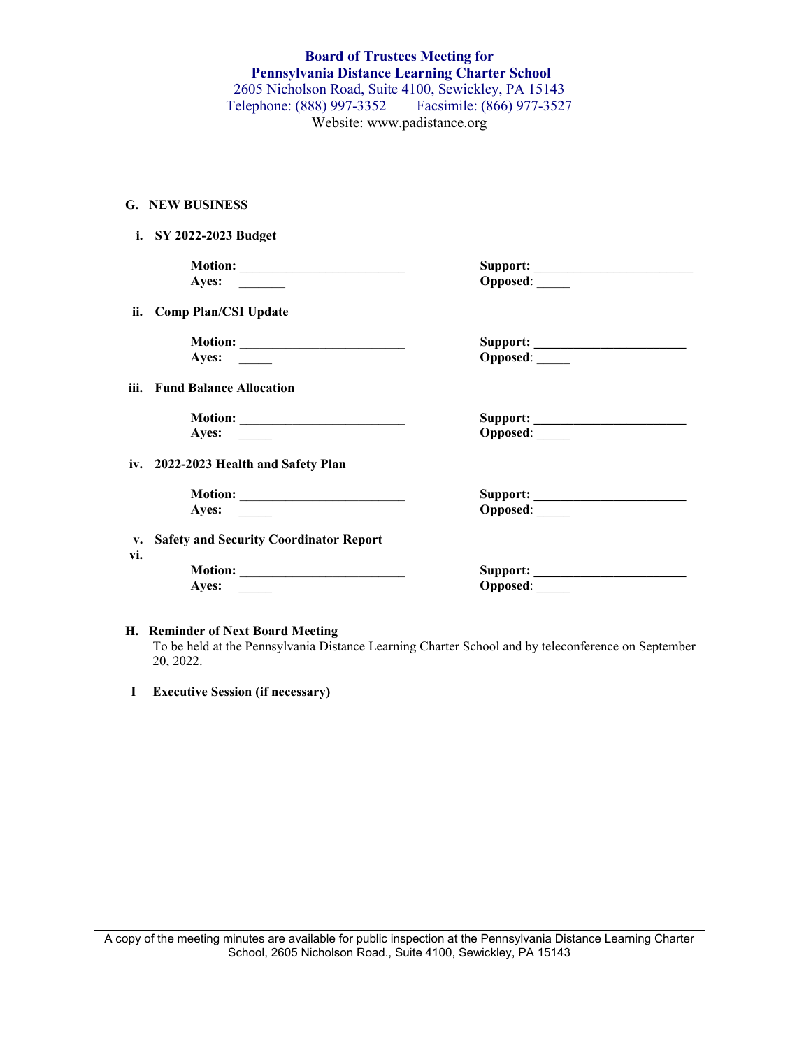**Board of Trustees Meeting for**
**Pennsylvania Distance Learning Charter School**
2605 Nicholson Road, Suite 4100, Sewickley, PA 15143
Telephone: (888) 997-3352 Facsimile: (866) 977-3527
Website: www.padistance.org

---

**G. NEW BUSINESS**

**i. SY 2022-2023 Budget**

**Motion:** _________________________ **Support:** ________________________
**Ayes:** _______ **Opposed**: _____

**ii. Comp Plan/CSI Update**

**Motion:** _________________________ **Support:** ________________________
**Ayes:** _____ **Opposed**: _____

**iii. Fund Balance Allocation**

**Motion:** _________________________ **Support:** ________________________
**Ayes:** _____ **Opposed**: _____

**iv. 2022-2023 Health and Safety Plan**

**Motion:** _________________________ **Support:** ________________________
**Ayes:** _____ **Opposed**: _____

**v. Safety and Security Coordinator Report**

**vi.**

**Motion:** _________________________ **Support:** ________________________
**Ayes:** _____ **Opposed**: _____

**H. Reminder of Next Board Meeting**

To be held at the Pennsylvania Distance Learning Charter School and by teleconference on September 20, 2022.

**I Executive Session (if necessary)**

---

A copy of the meeting minutes are available for public inspection at the Pennsylvania Distance Learning Charter School, 2605 Nicholson Road., Suite 4100, Sewickley, PA 15143